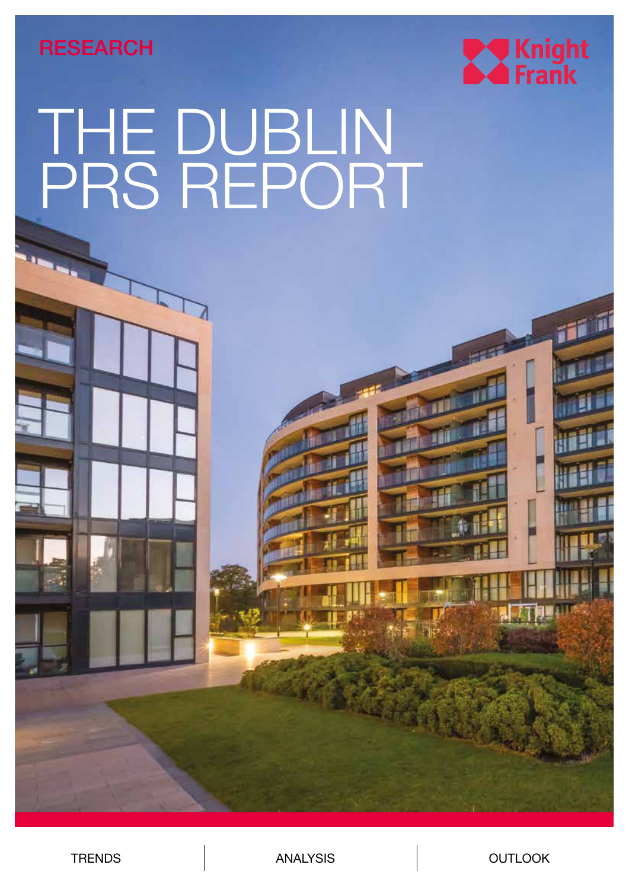RESEARCH

Knight Frank

# THE DUBLIN PRS REPORT

TRENDS | ANALYSIS | OUTLOOK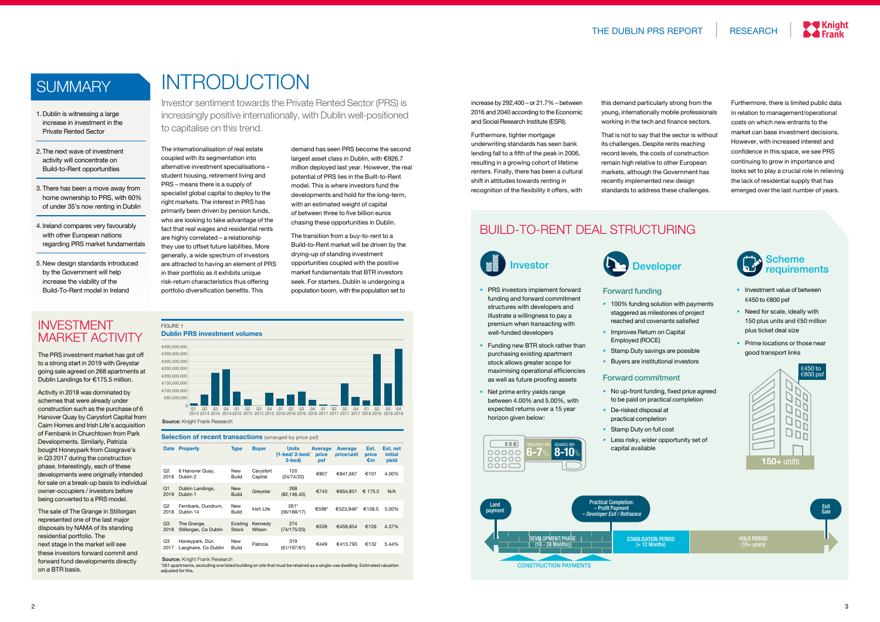## SUMMARY

1. Dublin is witnessing a large increase in investment in the Private Rented Sector
2. The next wave of investment activity will concentrate on Build-to-Rent opportunities
3. There has been a move away from home ownership to PRS, with 60% of under 35's now renting in Dublin
4. Ireland compares very favourably with other European nations regarding PRS market fundamentals
5. New design standards introduced by the Government will help increase the viability of the Build-To-Rent model in Ireland

# INTRODUCTION

Investor sentiment towards the Private Rented Sector (PRS) is increasingly positive internationally, with Dublin well-positioned to capitalise on this trend.

The internationalisation of real estate coupled with its segmentation into alternative investment specialisations – student housing, retirement living and PRS – means there is a supply of specialist global capital to deploy to the right markets. The interest in PRS has primarily been driven by pension funds, who are looking to take advantage of the fact that real wages and residential rents are highly correlated – a relationship they use to offset future liabilities. More generally, a wide spectrum of investors are attracted to having an element of PRS in their portfolio as it exhibits unique risk-return characteristics thus offering portfolio diversification benefits. This demand has seen PRS become the second largest asset class in Dublin, with €926.7 million deployed last year. However, the real potential of PRS lies in the Built-to-Rent model. This is where investors fund the developments and hold for the long-term, with an estimated weight of capital of between three to five billion euros chasing these opportunities in Dublin.

The transition from a buy-to-rent to a Build-to-Rent market will be driven by the drying-up of standing investment opportunities coupled with the positive market fundamentals that BTR investors seek. For starters, Dublin is undergoing a population boom, with the population set to increase by 292,400 – or 21.7% – between 2016 and 2040 according to the Economic and Social Research Institute (ESRI).

Furthermore, tighter mortgage underwriting standards has seen bank lending fall to a fifth of the peak in 2006, resulting in a growing cohort of lifetime renters. Finally, there has been a cultural shift in attitudes towards renting in recognition of the flexibility it offers, with this demand particularly strong from the young, internationally mobile professionals working in the tech and finance sectors.

That is not to say that the sector is without its challenges. Despite rents reaching record levels, the costs of construction remain high relative to other European markets, although the Government has recently implemented new design standards to address these challenges.

Furthermore, there is limited public data in relation to management/operational costs on which new entrants to the market can base investment decisions. However, with increased interest and confidence in this space, we see PRS continuing to grow in importance and looks set to play a crucial role in relieving the lack of residential supply that has emerged over the last number of years.

## INVESTMENT MARKET ACTIVITY

The PRS investment market has got off to a strong start in 2019 with Greystar going sale agreed on 268 apartments at Dublin Landings for €175.5 million.

Activity in 2018 was dominated by schemes that were already under construction such as the purchase of 6 Hanover Quay by Carysfort Capital from Cairn Homes and Irish Life's acquisition of Fernbank in Churchtown from Park Developments. Similarly, Patrizia bought Honeypark from Cosgrave's in Q3 2017 during the construction phase. Interestingly, each of these developments were originally intended for sale on a break-up basis to individual owner-occupiers / investors before being converted to a PRS model.

The sale of The Grange in Stillorgan represented one of the last major disposals by NAMA of its standing residential portfolio. The next stage in the market will see these investors forward commit and forward fund developments directly on a BTR basis.

FIGURE 1
**Dublin PRS investment volumes**

Source: Knight Frank Research

**Selection of recent transactions** (arranged by price psf)

| Date | Property | Type | Buyer | Units (1-bed/ 2-bed/ 3-bed) | Average price psf | Average price/unit | Est. price €m | Est. net initial yield |
|---|---|---|---|---|---|---|---|---|
| Q2 2018 | 6 Hanover Quay, Dublin 2 | New Build | Carysfort Capital | 120 (24/74/22) | €807 | €841,667 | €101 | 4.00% |
| Q1 2019 | Dublin Landings, Dublin 1 | New Build | Greystar | 268 (82,146,40) | €740 | €654,851 | € 175.5 | N/A |
| Q2 2018 | Fernbank, Dundrum, Dublin 14 | New Build | Irish Life | 261* (56/188/17) | €596* | €523,946* | €138.5 | 5.00% |
| Q3 2018 | The Grange, Stillorgan, Co Dublin | Existing Stock | Kennedy Wilson | 274 (74/175/25) | €539 | €459,854 | €126 | 4.37% |
| Q3 2017 | Honeypark, Dún Laoghaire, Co Dublin | New Build | Patrizia | 319 (61/197/61) | €449 | €413,793 | €132 | 5.44% |

Source: Knight Frank Research
*261 apartments, excluding one listed building on site that must be retained as a single-use dwelling. Estimated valuation adjusted for this.

## BUILD-TO-RENT DEAL STRUCTURING

### Investor

- PRS investors implement forward funding and forward commitment structures with developers and illustrate a willingness to pay a premium when transacting with well-funded developers
- Funding new BTR stock rather than purchasing existing apartment stock allows greater scope for maximising operational efficiencies as well as future proofing assets
- Net prime entry yields range between 4.00% and 5.00%, with expected returns over a 15 year horizon given below:

UNGEARED IRR 6-7% | GEARED IRR 8-10%

### Developer

**Forward funding**

- 100% funding solution with payments staggered as milestones of project reached and covenants satisfied
- Improves Return on Capital Employed (ROCE)
- Stamp Duty savings are possible
- Buyers are institutional investors

**Forward commitment**

- No up-front funding, fixed price agreed to be paid on practical completion
- De-risked disposal at practical completion
- Stamp Duty on full cost
- Less risky, wider opportunity set of capital available

### Scheme requirements

- Investment value of between €450 to €800 psf
- Need for scale, ideally with 150 plus units and €50 million plus ticket deal size
- Prime locations or those near good transport links

€450 to €800 psf — 150+ units

Land payment → DEVELOPMENT PHASE (18 - 24 Months) → Practical Completion: – Profit Payment – Developer Exit / Refinance → STABILISATION PERIOD (+ 12 Months) → HOLD PERIOD (15+ years) → Exit Sale

CONSTRUCTION PAYMENTS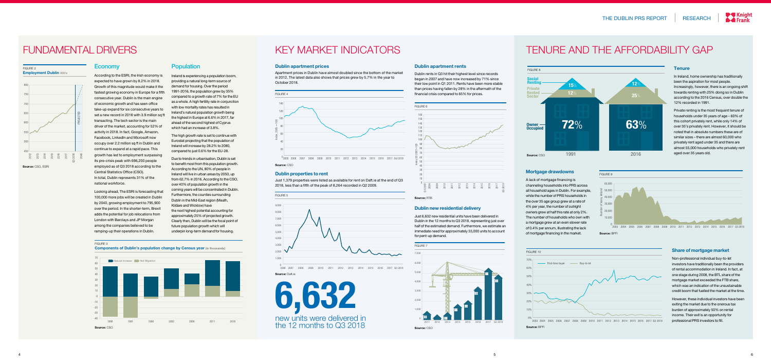# FUNDAMENTAL DRIVERS

FIGURE 2
**Employment Dublin** 000's

Source: CSO, ESRI

## Economy

According to the ESRI, the Irish economy is expected to have grown by 8.2% in 2018. Growth of this magnitude would make it the fastest growing economy in Europe for a fifth consecutive year. Dublin is the main engine of economic growth and has seen office take-up expand for six consecutive years to set a new record in 2018 with 3.9 million sq ft transacting. The tech sector is the main driver of the market, accounting for 52% of activity in 2018. In fact, Google, Amazon, Facebook, LinkedIn and Microsoft now occupy over 2.2 million sq ft in Dublin and continue to expand at a rapid pace. This growth has led to employment surpassing its pre-crisis peak with 696,200 people employed as of Q3 2018 according to the Central Statistics Office (CSO). In total, Dublin represents 31% of the national workforce.

Looking ahead, The ESRI is forecasting that 100,000 more jobs will be created in Dublin by 2040, growing employment to 795,900 over the period. In the shorter-term, Brexit adds the potential for job relocations from London with Barclays and JP Morgan among the companies believed to be ramping-up their operations in Dublin.

## Population

Ireland is experiencing a population boom, providing a natural long-term source of demand for housing. Over the period 1991-2016, the population grew by 35% compared to a growth rate of 7% for the EU as a whole. A high fertility rate in conjunction with low mortality rates has resulted in Ireland's natural population growth being the highest in Europe at 6.6% in 2017, far ahead of the second highest of Cyprus which had an increase of 3.8%.

The high growth rate is set to continue with Eurostat projecting that the population of Ireland will increase by 28.2% to 2080, compared to just 0.6% for the EU-28.

Due to trends in urbanisation, Dublin is set to benefit most from this population growth. According to the UN, 80% of people in Ireland will live in urban areas by 2050, up from 62.7% in 2016. According to the CSO, over 40% of population growth in the coming years will be concentrated in Dublin. Furthermore, the counties surrounding Dublin in the Mid-East region (Meath, Kildare and Wicklow) have the next highest potential accounting for approximately 25% of projected growth. Clearly then, Dublin will be the focal point of future population growth which will underpin long-term demand for housing.

FIGURE 3
**Components of Dublin's population change by Census year** (in thousands)

Source: CSO

# KEY MARKET INDICATORS

### Dublin apartment prices

Apartment prices in Dublin have almost doubled since the bottom of the market in 2012. The latest data also shows that prices grew by 5.7% in the year to October 2018.

FIGURE 4

Source: CSO

### Dublin properties to rent

Just 1,379 properties were listed as available for rent on Daft.ie at the end of Q3 2018, less than a fifth of the peak of 8,264 recorded in Q2 2009.

FIGURE 5

Source: Daft.ie

**6,632**
new units were delivered in the 12 months to Q3 2018

### Dublin apartment rents

Dublin rents in Q3 2018 hit their highest level since records began in 2007 and have now increased by 71% since their low point in Q1 2011. Rents have been more stable than prices having fallen by 28% in the aftermath of the financial crisis compared to 65% for prices.

FIGURE 6

Source: RTB

### Dublin new residential delivery

Just 6,632 new residential units have been delivered in Dublin in the 12 months to Q3 2018, representing just over half of the estimated demand. Furthermore, we estimate an immediate need for approximately 33,000 units to account for pent-up demand.

FIGURE 7

Source: CSO

# TENURE AND THE AFFORDABILITY GAP

FIGURE 8

| | 1991 | 2016 |
|---|---|---|
| Social Renting | 15% | 12% |
| Private Rented Sector | 12% | 25% |
| Owner Occupied | 72% | 63% |

Source: CSO

### Tenure

In Ireland, home ownership has traditionally been the aspiration for most people. Increasingly, however, there is an ongoing shift towards renting with 25% doing so in Dublin according to the 2016 Census, over double the 12% recorded in 1991.

Private renting is the most frequent tenure of households under 35 years of age – 60% of this cohort privately rent, while only 14% of over 35's privately rent. However, it should be noted that in absolute numbers these are of similar sizes – there are almost 60,000 who privately rent aged under 35 and there are almost 55,000 households who privately rent aged over 35 years old.

### Mortgage drawdowns

A lack of mortgage financing is channeling households into PRS across all household ages in Dublin. For example, while the number of PRS households in the over 35 age group grew at a rate of 4% per year, the number of outright owners grew at half this rate at only 2%. The number of households who own with a mortgage grew at an even slower rate of 0.4% per annum, illustrating the lack of mortgage financing in the market.

FIGURE 9

Source: BPFI

FIGURE 10

Source: BPFI

### Share of mortgage market

Non-professional individual buy-to-let investors have traditionally been the providers of rental accommodation in Ireland. In fact, at one stage during 2008, the BTL share of the mortgage market exceeded the FTB share, which was an indication of the unsustainable credit boom that fuelled the market at the time.

However, these individual investors have been exiting the market due to the onerous tax burden of approximately 50% on rental income. Their exit is an opportunity for professional PRS investors to fill.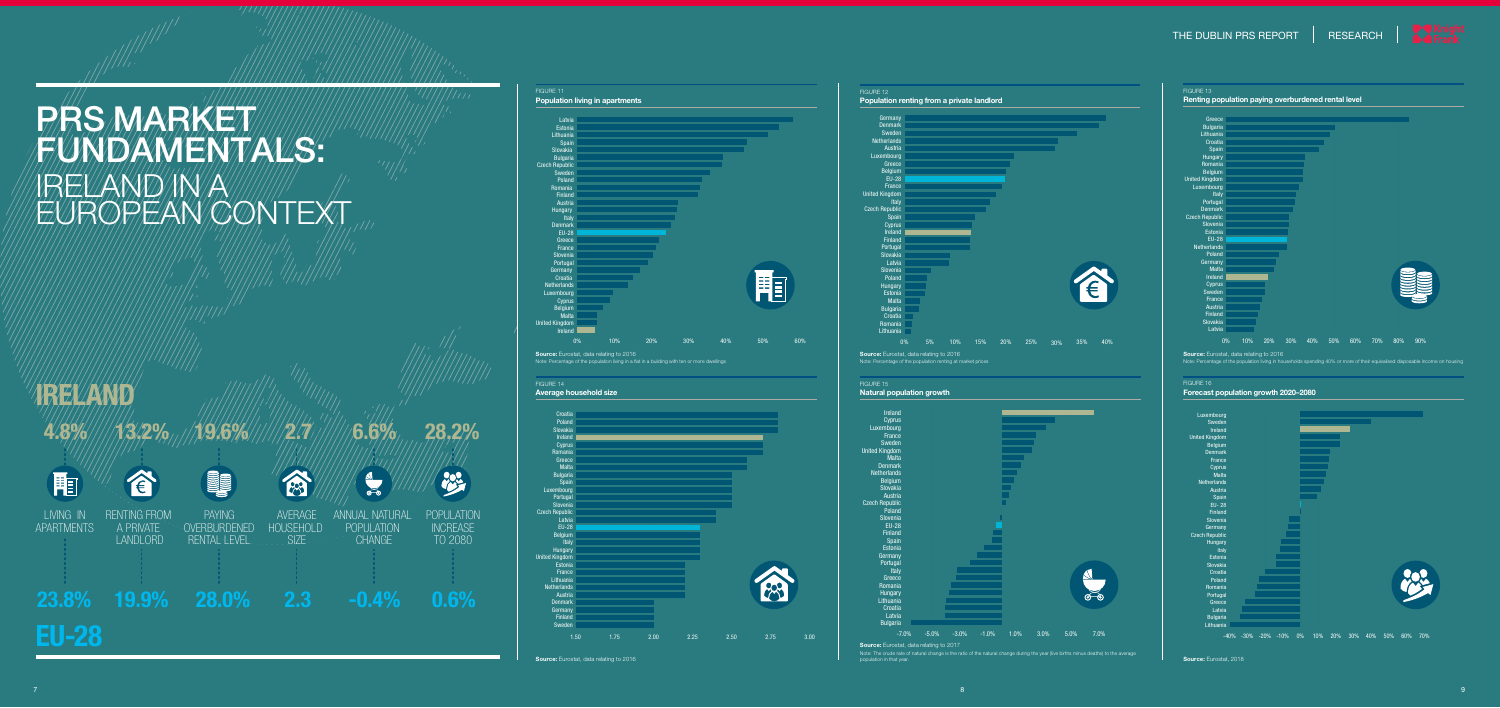# PRS MARKET FUNDAMENTALS: IRELAND IN A EUROPEAN CONTEXT

## IRELAND

| | LIVING IN APARTMENTS | RENTING FROM A PRIVATE LANDLORD | PAYING OVERBURDENED RENTAL LEVEL | AVERAGE HOUSEHOLD SIZE | ANNUAL NATURAL POPULATION CHANGE | POPULATION INCREASE TO 2080 |
|---|---|---|---|---|---|---|
| IRELAND | 4.8% | 13.2% | 19.6% | 2.7 | 6.6% | 28.2% |
| EU-28 | 23.8% | 19.9% | 28.0% | 2.3 | -0.4% | 0.6% |

FIGURE 11
**Population living in apartments**

Latvia, Estonia, Lithuania, Spain, Slovakia, Bulgaria, Czech Republic, Sweden, Poland, Romania, Finland, Austria, Hungary, Italy, Denmark, EU-28, Greece, France, Slovenia, Portugal, Germany, Croatia, Netherlands, Luxembourg, Cyprus, Belgium, Malta, United Kingdom, Ireland

0% 10% 20% 30% 40% 50% 60%

**Source:** Eurostat, data relating to 2016
Note: Percentage of the population living in a flat in a building with ten or more dwellings

FIGURE 12
**Population renting from a private landlord**

Germany, Denmark, Sweden, Netherlands, Austria, Luxembourg, Greece, Belgium, EU-28, France, United Kingdom, Italy, Czech Republic, Spain, Cyprus, Ireland, Finland, Portugal, Slovakia, Latvia, Slovenia, Poland, Hungary, Estonia, Malta, Bulgaria, Croatia, Romania, Lithuania

0% 5% 10% 15% 20% 25% 30% 35% 40%

**Source:** Eurostat, data relating to 2016
Note: Percentage of the population renting at market prices

FIGURE 13
**Renting population paying overburdened rental level**

Greece, Bulgaria, Lithuania, Croatia, Spain, Hungary, Romania, Belgium, United Kingdom, Luxembourg, Italy, Portugal, Denmark, Czech Republic, Slovenia, Estonia, EU-28, Netherlands, Poland, Germany, Malta, Ireland, Cyprus, Sweden, France, Austria, Finland, Slovakia, Latvia

0% 10% 20% 30% 40% 50% 60% 70% 80% 90%

**Source:** Eurostat, data relating to 2016
Note: Percentage of the population living in households spending 40% or more of their equivalised disposable income on housing

FIGURE 14
**Average household size**

Croatia, Poland, Slovakia, Ireland, Cyprus, Romania, Greece, Malta, Bulgaria, Spain, Luxembourg, Portugal, Slovenia, Czech Republic, Latvia, EU-28, Belgium, Italy, Hungary, United Kingdom, Estonia, France, Lithuania, Netherlands, Austria, Denmark, Germany, Finland, Sweden

1.50 1.75 2.00 2.25 2.50 2.75 3.00

**Source:** Eurostat, data relating to 2016

FIGURE 15
**Natural population growth**

Ireland, Cyprus, Luxembourg, France, Sweden, United Kingdom, Malta, Denmark, Netherlands, Belgium, Slovakia, Austria, Czech Republic, Poland, Slovenia, EU-28, Finland, Spain, Estonia, Germany, Portugal, Italy, Greece, Romania, Hungary, Lithuania, Croatia, Latvia, Bulgaria

-7.0% -5.0% -3.0% -1.0% 1.0% 3.0% 5.0% 7.0%

**Source:** Eurostat, data relating to 2017
Note: The crude rate of natural change is the ratio of the natural change during the year (live births minus deaths) to the average population in that year.

FIGURE 16
**Forecast population growth 2020-2080**

Luxembourg, Sweden, Ireland, United Kingdom, Belgium, Denmark, France, Cyprus, Malta, Netherlands, Austria, Spain, EU- 28, Finland, Slovenia, Germany, Czech Republic, Hungary, Italy, Estonia, Slovakia, Croatia, Poland, Romania, Portugal, Greece, Latvia, Bulgaria, Lithuania

-40% -30% -20% -10% 0% 10% 20% 30% 40% 50% 60% 70%

**Source:** Eurostat, 2018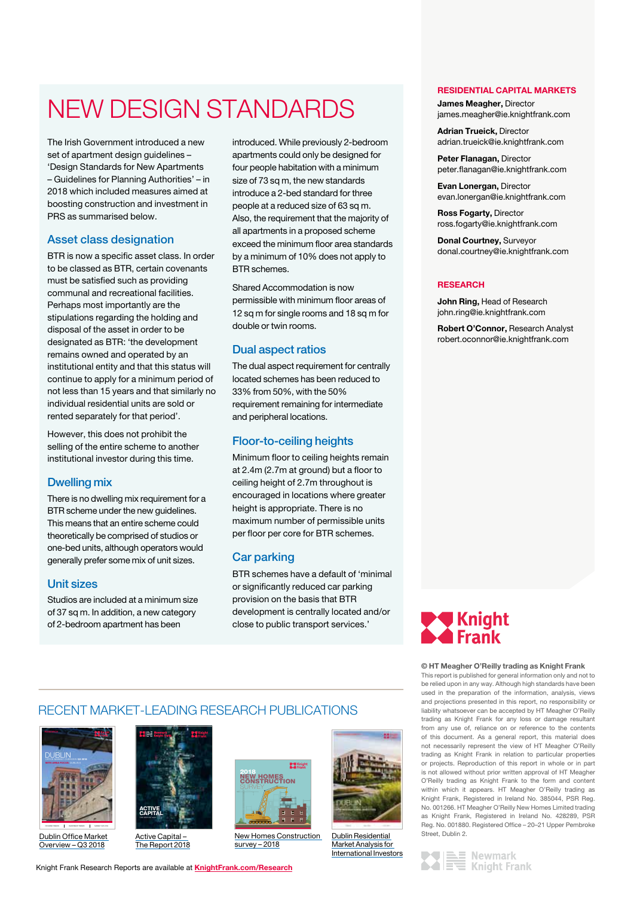# NEW DESIGN STANDARDS

The Irish Government introduced a new set of apartment design guidelines – 'Design Standards for New Apartments – Guidelines for Planning Authorities' – in 2018 which included measures aimed at boosting construction and investment in PRS as summarised below.

## Asset class designation

BTR is now a specific asset class. In order to be classed as BTR, certain covenants must be satisfied such as providing communal and recreational facilities. Perhaps most importantly are the stipulations regarding the holding and disposal of the asset in order to be designated as BTR: 'the development remains owned and operated by an institutional entity and that this status will continue to apply for a minimum period of not less than 15 years and that similarly no individual residential units are sold or rented separately for that period'.

However, this does not prohibit the selling of the entire scheme to another institutional investor during this time.

## Dwelling mix

There is no dwelling mix requirement for a BTR scheme under the new guidelines. This means that an entire scheme could theoretically be comprised of studios or one-bed units, although operators would generally prefer some mix of unit sizes.

## Unit sizes

Studios are included at a minimum size of 37 sq m. In addition, a new category of 2-bedroom apartment has been introduced. While previously 2-bedroom apartments could only be designed for four people habitation with a minimum size of 73 sq m, the new standards introduce a 2-bed standard for three people at a reduced size of 63 sq m. Also, the requirement that the majority of all apartments in a proposed scheme exceed the minimum floor area standards by a minimum of 10% does not apply to BTR schemes.

Shared Accommodation is now permissible with minimum floor areas of 12 sq m for single rooms and 18 sq m for double or twin rooms.

## Dual aspect ratios

The dual aspect requirement for centrally located schemes has been reduced to 33% from 50%, with the 50% requirement remaining for intermediate and peripheral locations.

## Floor-to-ceiling heights

Minimum floor to ceiling heights remain at 2.4m (2.7m at ground) but a floor to ceiling height of 2.7m throughout is encouraged in locations where greater height is appropriate. There is no maximum number of permissible units per floor per core for BTR schemes.

## Car parking

BTR schemes have a default of 'minimal or significantly reduced car parking provision on the basis that BTR development is centrally located and/or close to public transport services.'

**RESIDENTIAL CAPITAL MARKETS**

**James Meagher,** Director
james.meagher@ie.knightfrank.com

**Adrian Trueick,** Director
adrian.trueick@ie.knightfrank.com

**Peter Flanagan,** Director
peter.flanagan@ie.knightfrank.com

**Evan Lonergan,** Director
evan.lonergan@ie.knightfrank.com

**Ross Fogarty,** Director
ross.fogarty@ie.knightfrank.com

**Donal Courtney,** Surveyor
donal.courtney@ie.knightfrank.com

**RESEARCH**

**John Ring,** Head of Research
john.ring@ie.knightfrank.com

**Robert O'Connor,** Research Analyst
robert.oconnor@ie.knightfrank.com

## RECENT MARKET-LEADING RESEARCH PUBLICATIONS

Dublin Office Market Overview – Q3 2018

Active Capital – The Report 2018

New Homes Construction survey – 2018

Dublin Residential Market Analysis for International Investors

Knight Frank Research Reports are available at KnightFrank.com/Research

**© HT Meagher O'Reilly trading as Knight Frank**
This report is published for general information only and not to be relied upon in any way. Although high standards have been used in the preparation of the information, analysis, views and projections presented in this report, no responsibility or liability whatsoever can be accepted by HT Meagher O'Reilly trading as Knight Frank for any loss or damage resultant from any use of, reliance on or reference to the contents of this document. As a general report, this material does not necessarily represent the view of HT Meagher O'Reilly trading as Knight Frank in relation to particular properties or projects. Reproduction of this report in whole or in part is not allowed without prior written approval of HT Meagher O'Reilly trading as Knight Frank to the form and content within which it appears. HT Meagher O'Reilly trading as Knight Frank, Registered in Ireland No. 385044, PSR Reg. No. 001266. HT Meagher O'Reilly New Homes Limited trading as Knight Frank, Registered in Ireland No. 428289, PSR Reg. No. 001880. Registered Office – 20–21 Upper Pembroke Street, Dublin 2.